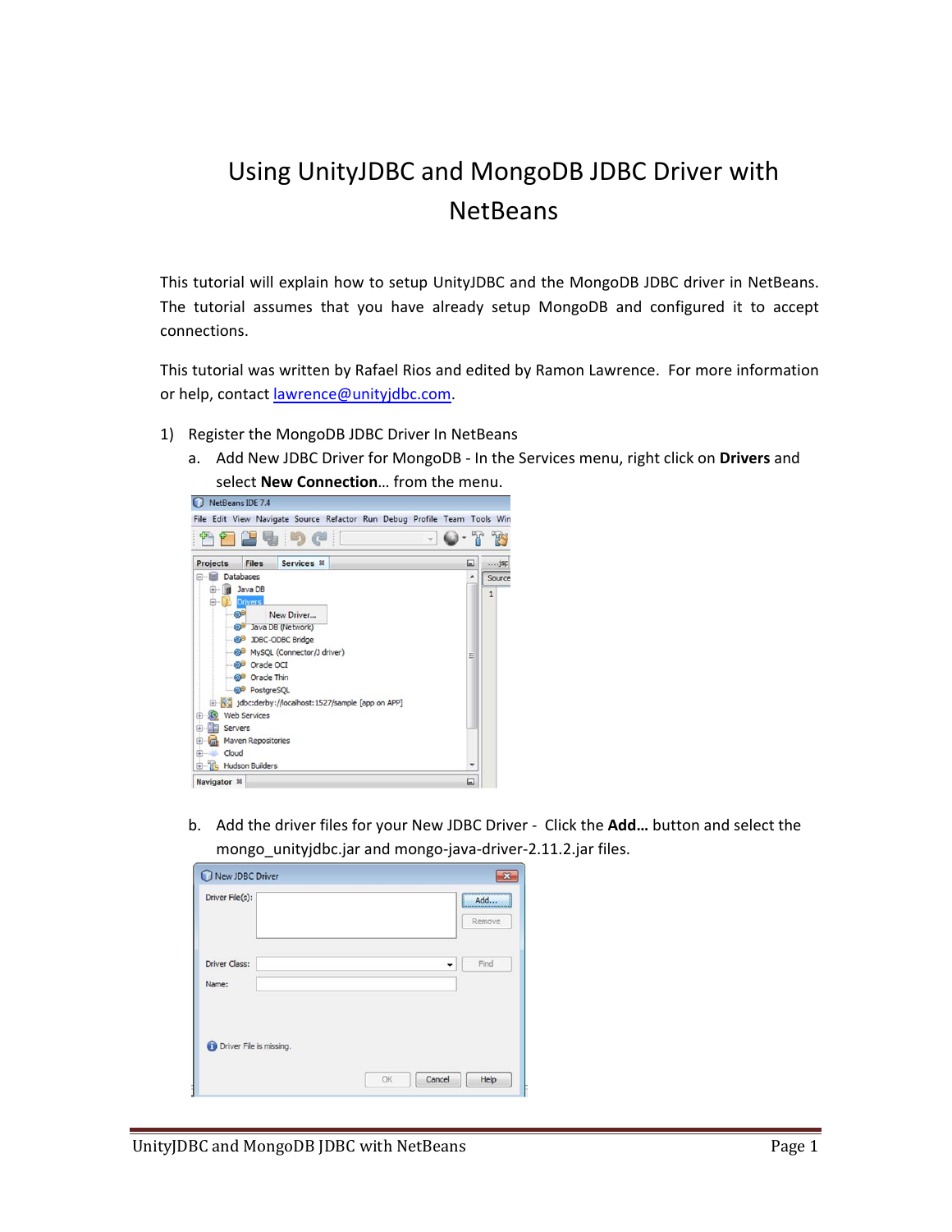# Using UnityJDBC and MongoDB JDBC Driver with NetBeans

This tutorial will explain how to setup UnityJDBC and the MongoDB JDBC driver in NetBeans. The tutorial assumes that you have already setup MongoDB and configured it to accept connections.

This tutorial was written by Rafael Rios and edited by Ramon Lawrence. For more information or help, contact lawrence@unityjdbc.com.

1) Register the MongoDB JDBC Driver In NetBeans
   a. Add New JDBC Driver for MongoDB - In the Services menu, right click on **Drivers** and select **New Connection**… from the menu.

   b. Add the driver files for your New JDBC Driver - Click the **Add…** button and select the mongo_unityjdbc.jar and mongo-java-driver-2.11.2.jar files.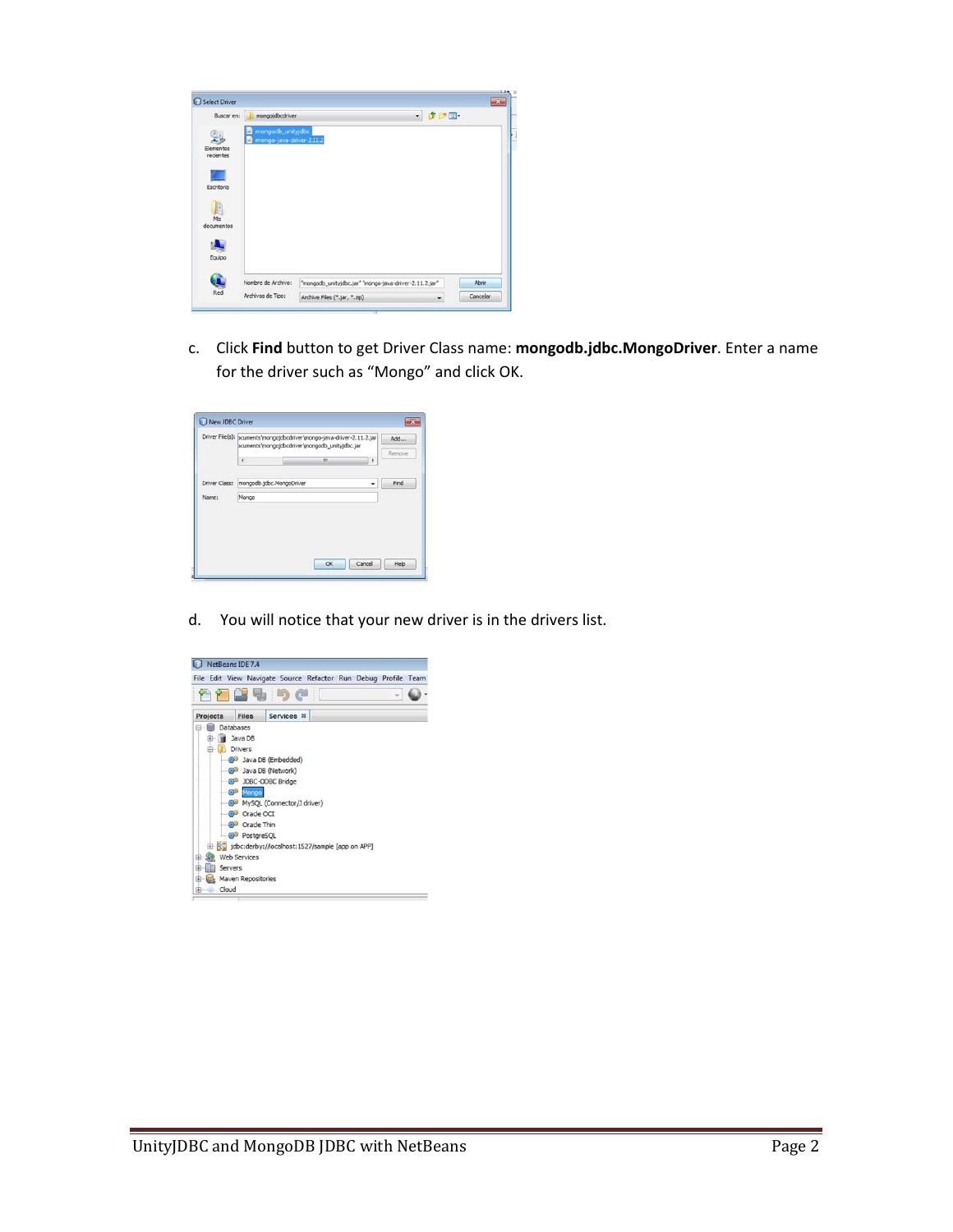c. Click **Find** button to get Driver Class name: **mongodb.jdbc.MongoDriver**. Enter a name for the driver such as "Mongo" and click OK.

d. You will notice that your new driver is in the drivers list.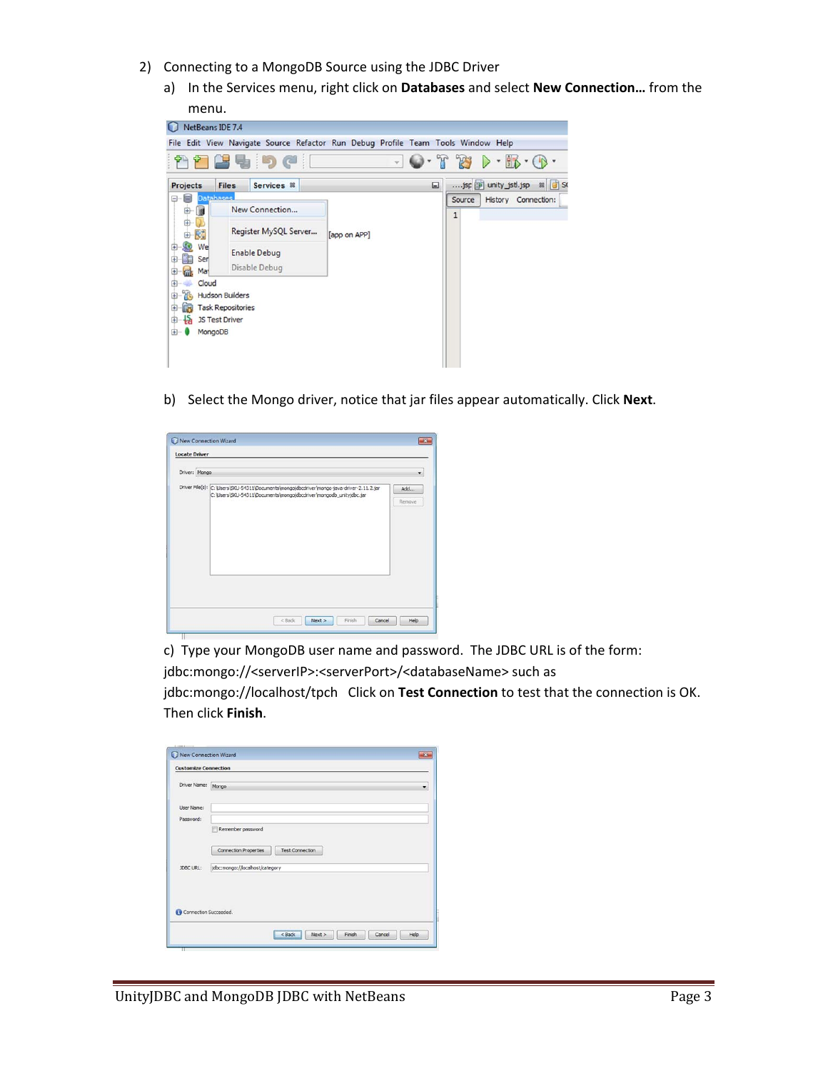2) Connecting to a MongoDB Source using the JDBC Driver

   a) In the Services menu, right click on **Databases** and select **New Connection…** from the menu.

   b) Select the Mongo driver, notice that jar files appear automatically. Click **Next**.

   c) Type your MongoDB user name and password. The JDBC URL is of the form: jdbc:mongo://<serverIP>:<serverPort>/<databaseName> such as jdbc:mongo://localhost/tpch Click on **Test Connection** to test that the connection is OK. Then click **Finish**.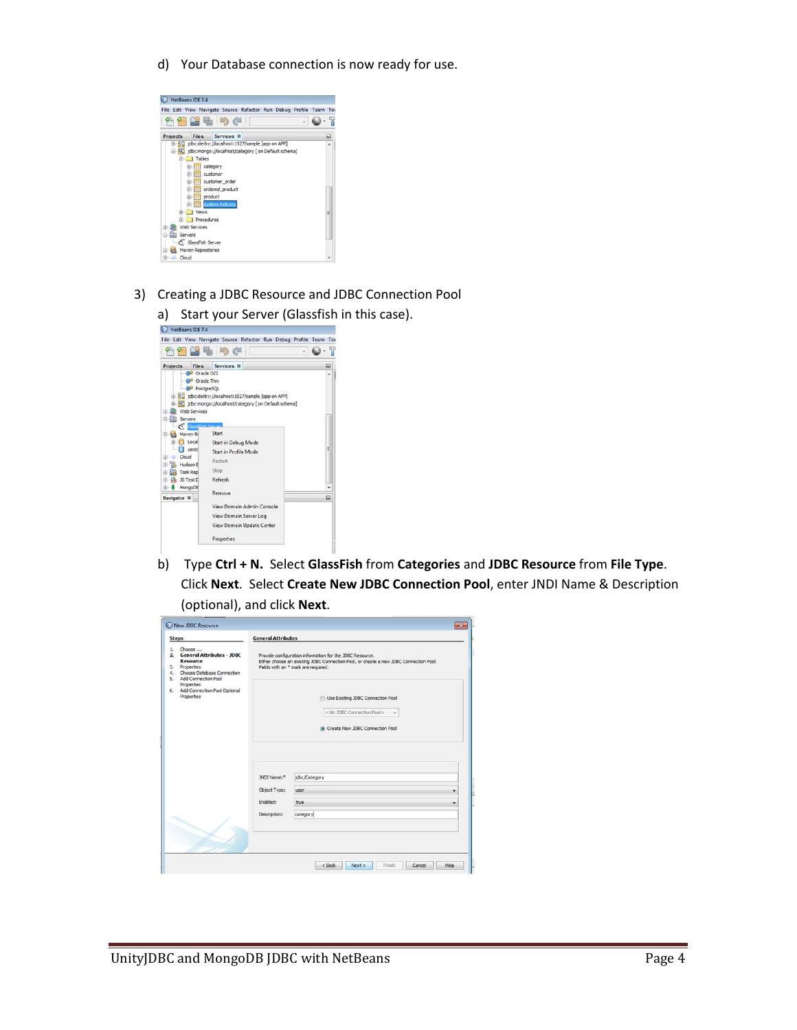d) Your Database connection is now ready for use.

3) Creating a JDBC Resource and JDBC Connection Pool

a) Start your Server (Glassfish in this case).

b) Type **Ctrl + N.** Select **GlassFish** from **Categories** and **JDBC Resource** from **File Type**. Click **Next**. Select **Create New JDBC Connection Pool**, enter JNDI Name & Description (optional), and click **Next**.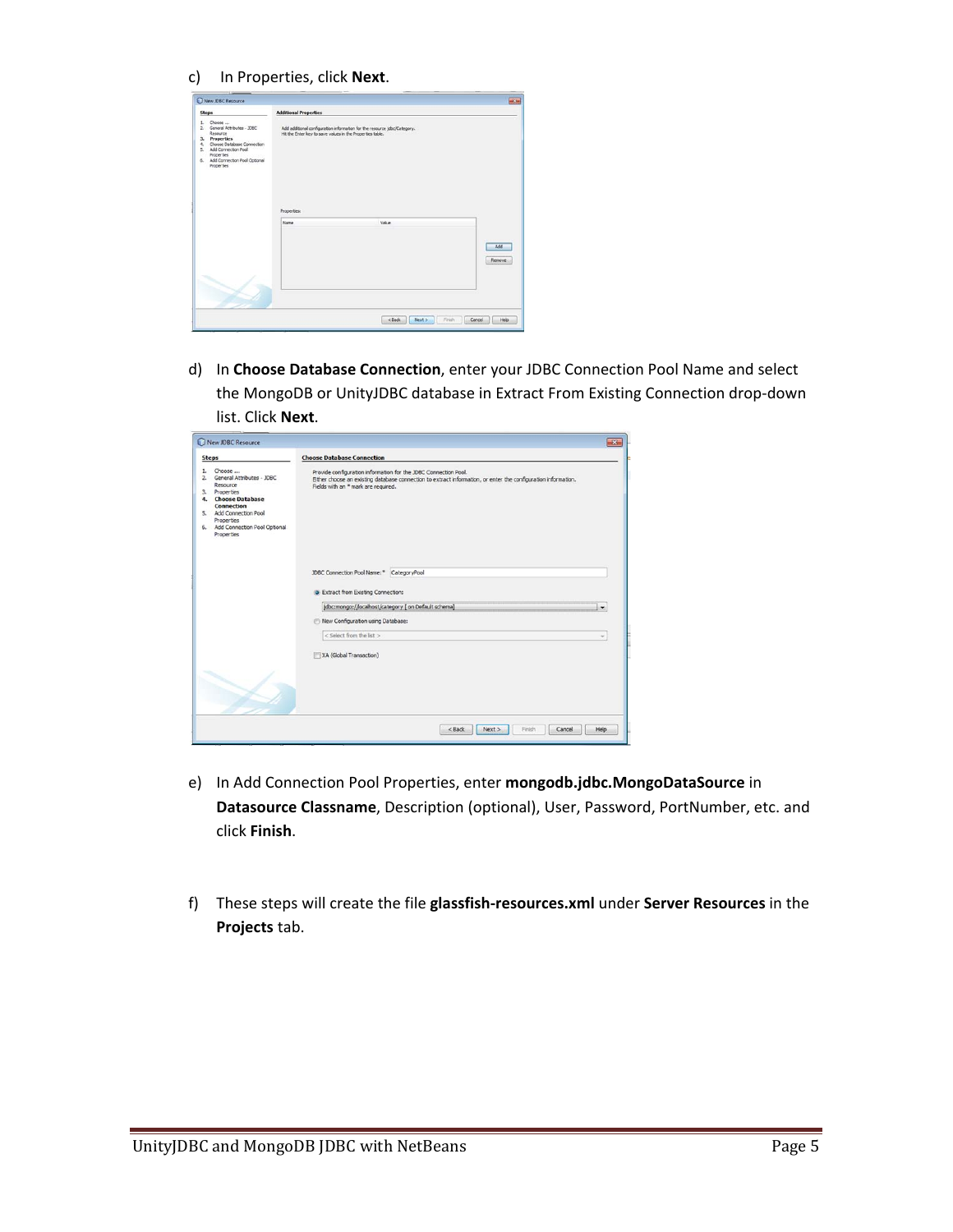c) In Properties, click **Next**.

d) In **Choose Database Connection**, enter your JDBC Connection Pool Name and select the MongoDB or UnityJDBC database in Extract From Existing Connection drop-down list. Click **Next**.

e) In Add Connection Pool Properties, enter **mongodb.jdbc.MongoDataSource** in **Datasource Classname**, Description (optional), User, Password, PortNumber, etc. and click **Finish**.

f) These steps will create the file **glassfish-resources.xml** under **Server Resources** in the **Projects** tab.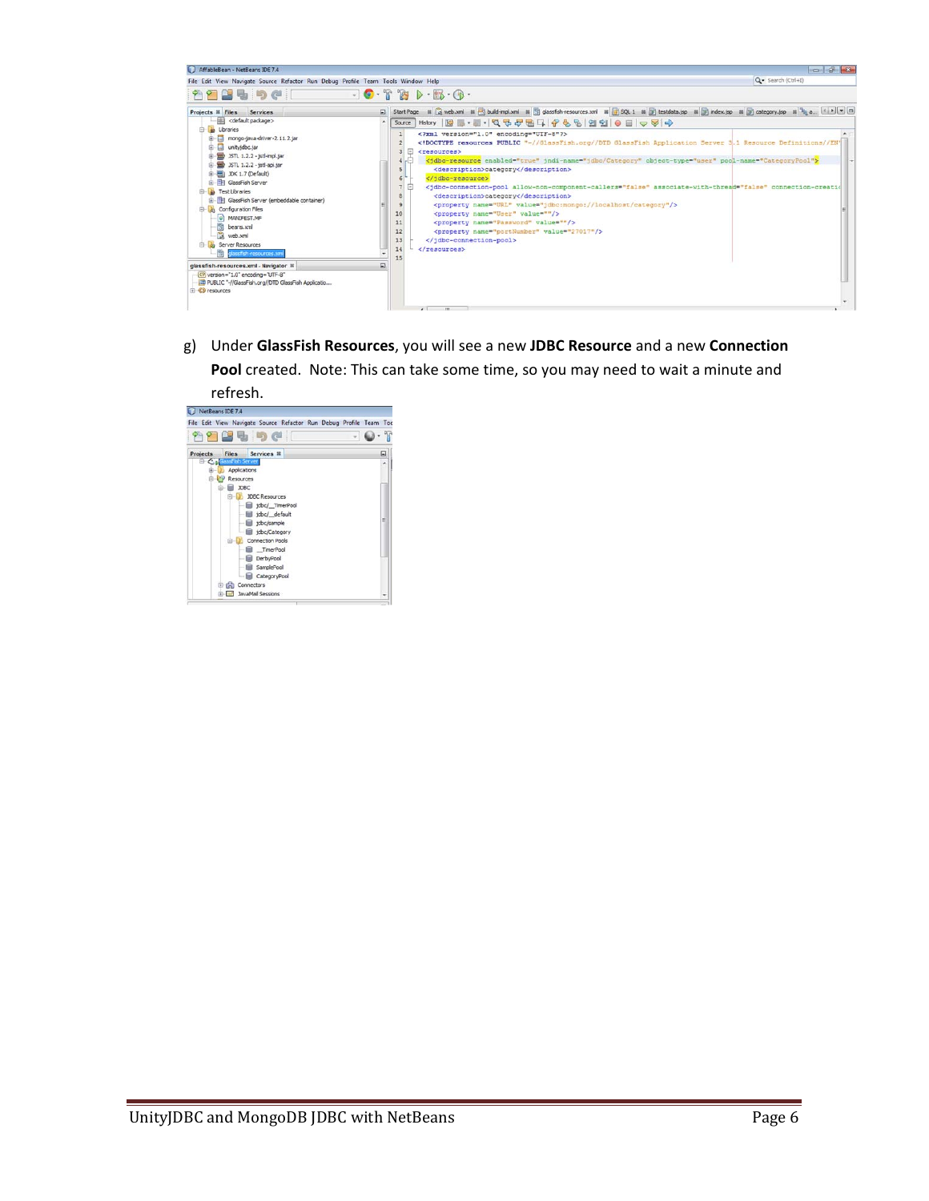g) Under **GlassFish Resources**, you will see a new **JDBC Resource** and a new **Connection Pool** created. Note: This can take some time, so you may need to wait a minute and refresh.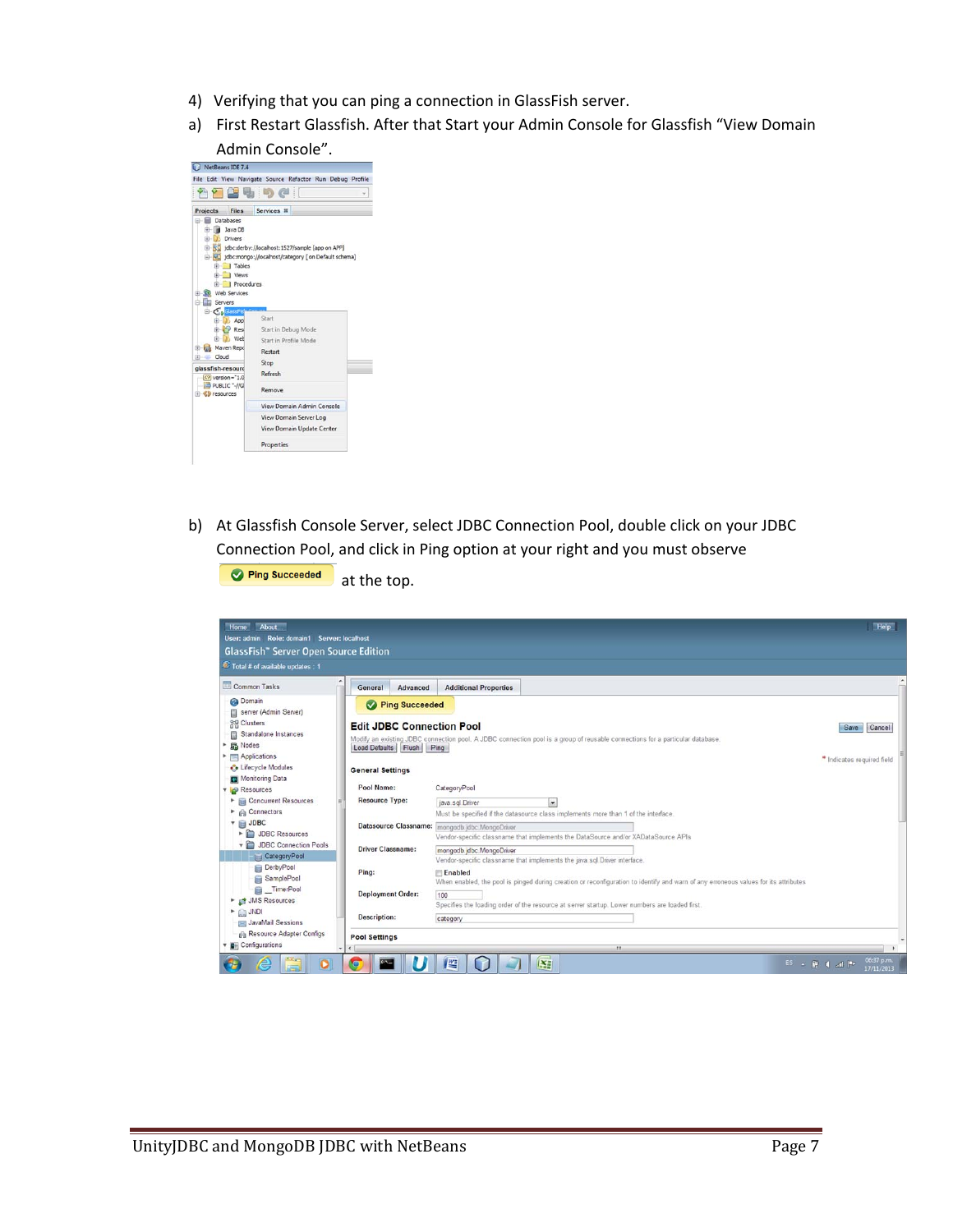4) Verifying that you can ping a connection in GlassFish server.

a) First Restart Glassfish. After that Start your Admin Console for Glassfish "View Domain Admin Console".

b) At Glassfish Console Server, select JDBC Connection Pool, double click on your JDBC Connection Pool, and click in Ping option at your right and you must observe Ping Succeeded at the top.